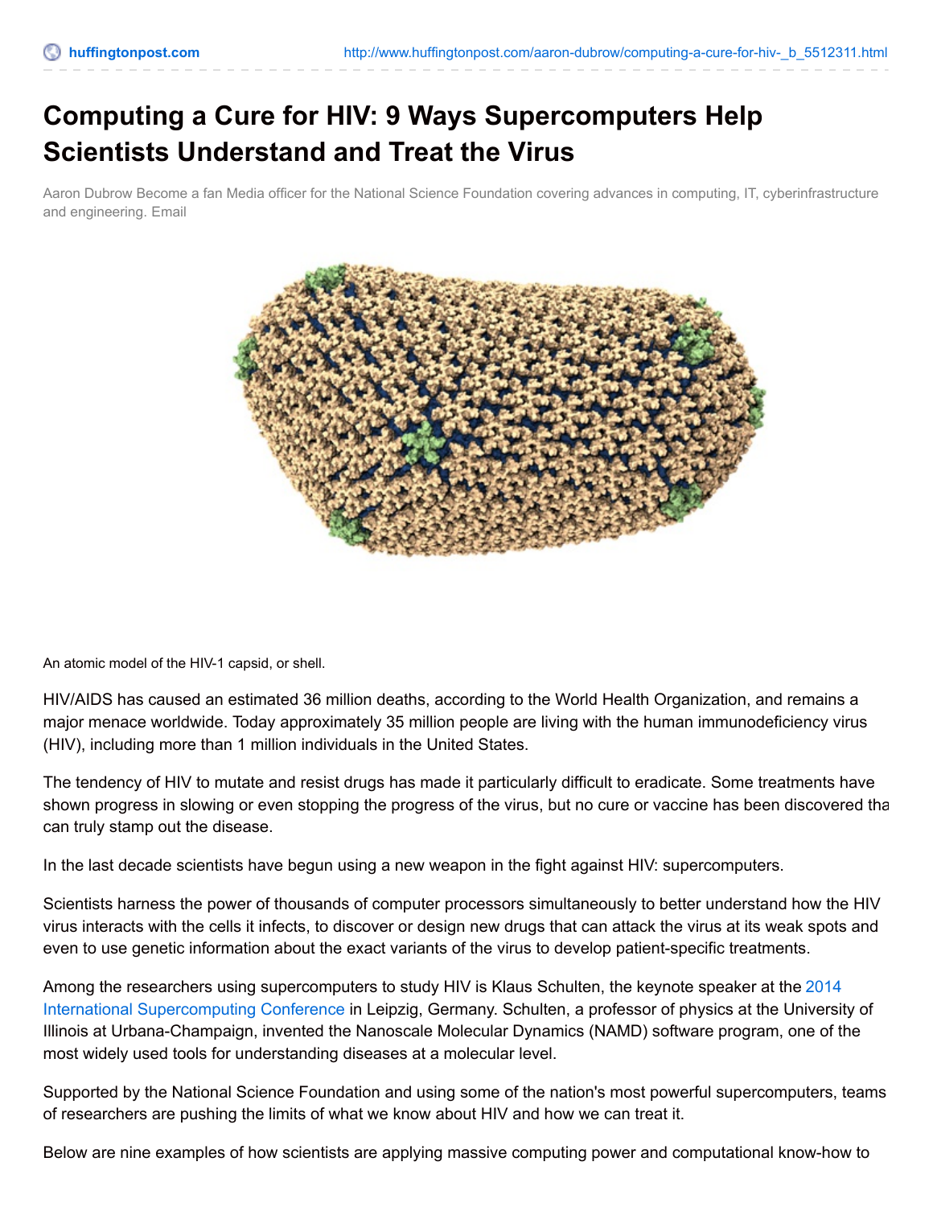# Computing a Cure for HIV: 9 Ways Supercomputers Help Scientists Understand and Treat the Virus

Aaron Dubrow Become a fan Media officer for the National Science Foundation covering advances in computing, IT, cyberinfrastructure and engineering. Email

An atomic model of the HIV-1 capsid, or shell.

HIV/AIDS has caused an estimated 36 million deaths, according to the World Health Organization, and remains a major menace worldwide. Today approximately 35 million people are living with the human immunodeficiency virus (HIV), including more than 1 million individuals in the United States.

The tendency of HIV to mutate and resist drugs has made it particularly difficult to eradicate. Some treatments have shown progress in slowing or even stopping the progress of the virus, but no cure or vaccine has been discovered tha can truly stamp out the disease.

In the last decade scientists have begun using a new weapon in the fight against HIV: supercomputers.

Scientists harness the power of thousands of computer processors simultaneously to better understand how the HIV virus interacts with the cells it infects, to discover or design new drugs that can attack the virus at its weak spots and even to use genetic information about the exact variants of the virus to develop patient-specific treatments.

Among the researchers using supercomputers to study HIV is Klaus Schulten, the keynote speaker at the 2014 International Supercomputing Conference in Leipzig, Germany. Schulten, a professor of physics at the University of Illinois at Urbana-Champaign, invented the Nanoscale Molecular Dynamics (NAMD) software program, one of the most widely used tools for understanding diseases at a molecular level.

Supported by the National Science Foundation and using some of the nation's most powerful supercomputers, teams of researchers are pushing the limits of what we know about HIV and how we can treat it.

Below are nine examples of how scientists are applying massive computing power and computational know-how to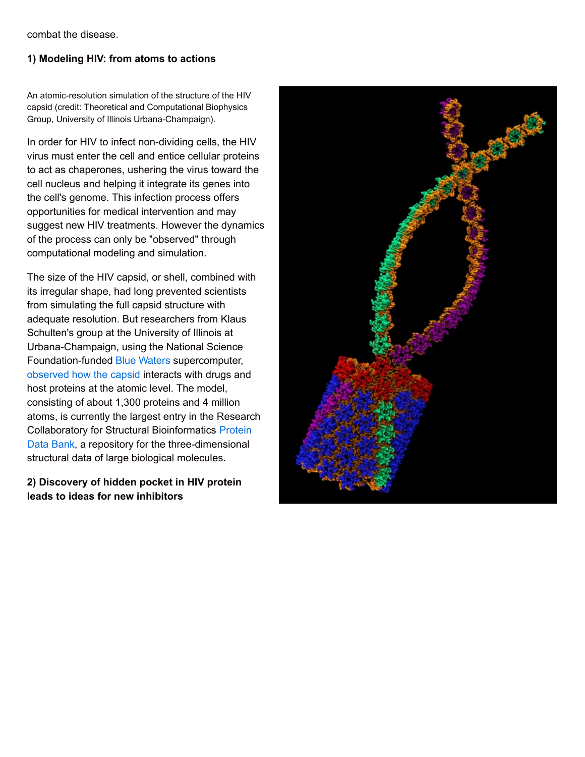combat the disease.

### 1) Modeling HIV: from atoms to actions

An atomic-resolution simulation of the structure of the HIV capsid (credit: Theoretical and Computational Biophysics Group, University of Illinois Urbana-Champaign).

In order for HIV to infect non-dividing cells, the HIV virus must enter the cell and entice cellular proteins to act as chaperones, ushering the virus toward the cell nucleus and helping it integrate its genes into the cell's genome. This infection process offers opportunities for medical intervention and may suggest new HIV treatments. However the dynamics of the process can only be "observed" through computational modeling and simulation.

The size of the HIV capsid, or shell, combined with its irregular shape, had long prevented scientists from simulating the full capsid structure with adequate resolution. But researchers from Klaus Schulten's group at the University of Illinois at Urbana-Champaign, using the National Science Foundation-funded Blue Waters supercomputer, observed how the capsid interacts with drugs and host proteins at the atomic level. The model, consisting of about 1,300 proteins and 4 million atoms, is currently the largest entry in the Research Collaboratory for Structural Bioinformatics Protein Data Bank, a repository for the three-dimensional structural data of large biological molecules.

### 2) Discovery of hidden pocket in HIV protein leads to ideas for new inhibitors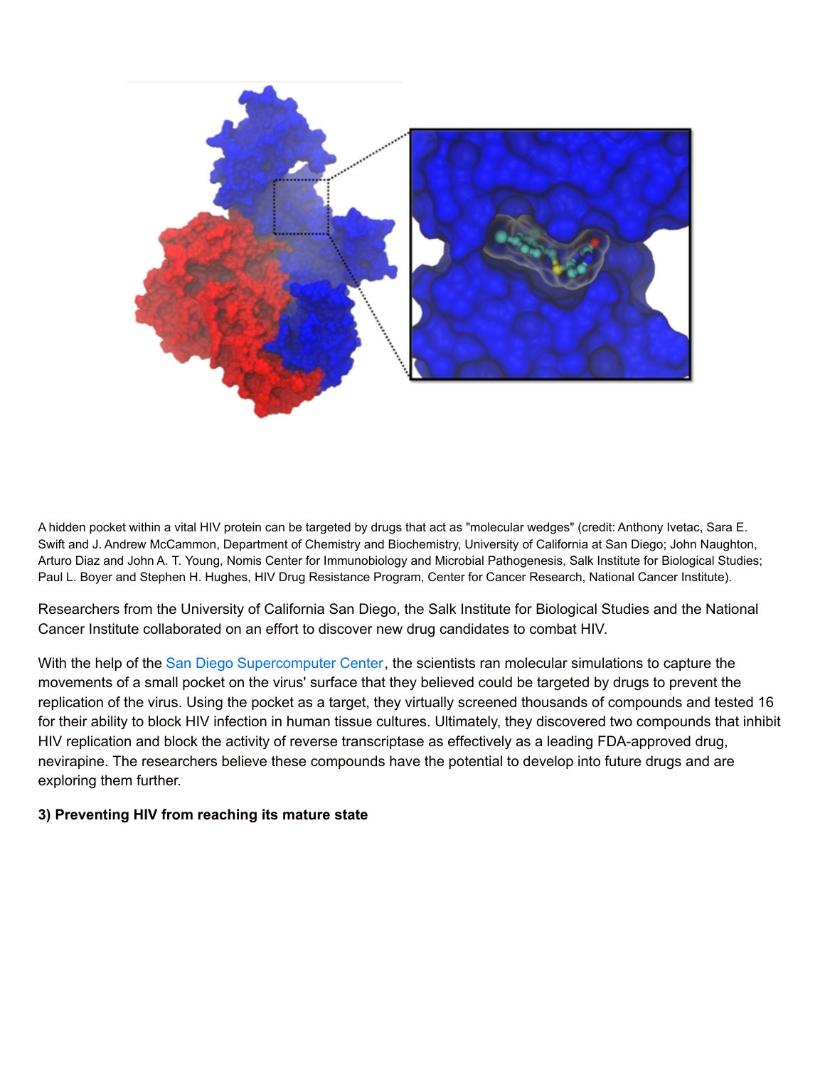A hidden pocket within a vital HIV protein can be targeted by drugs that act as "molecular wedges" (credit: Anthony Ivetac, Sara E. Swift and J. Andrew McCammon, Department of Chemistry and Biochemistry, University of California at San Diego; John Naughton, Arturo Diaz and John A. T. Young, Nomis Center for Immunobiology and Microbial Pathogenesis, Salk Institute for Biological Studies; Paul L. Boyer and Stephen H. Hughes, HIV Drug Resistance Program, Center for Cancer Research, National Cancer Institute).

Researchers from the University of California San Diego, the Salk Institute for Biological Studies and the National Cancer Institute collaborated on an effort to discover new drug candidates to combat HIV.

With the help of the San Diego Supercomputer Center, the scientists ran molecular simulations to capture the movements of a small pocket on the virus' surface that they believed could be targeted by drugs to prevent the replication of the virus. Using the pocket as a target, they virtually screened thousands of compounds and tested 16 for their ability to block HIV infection in human tissue cultures. Ultimately, they discovered two compounds that inhibit HIV replication and block the activity of reverse transcriptase as effectively as a leading FDA-approved drug, nevirapine. The researchers believe these compounds have the potential to develop into future drugs and are exploring them further.

**3) Preventing HIV from reaching its mature state**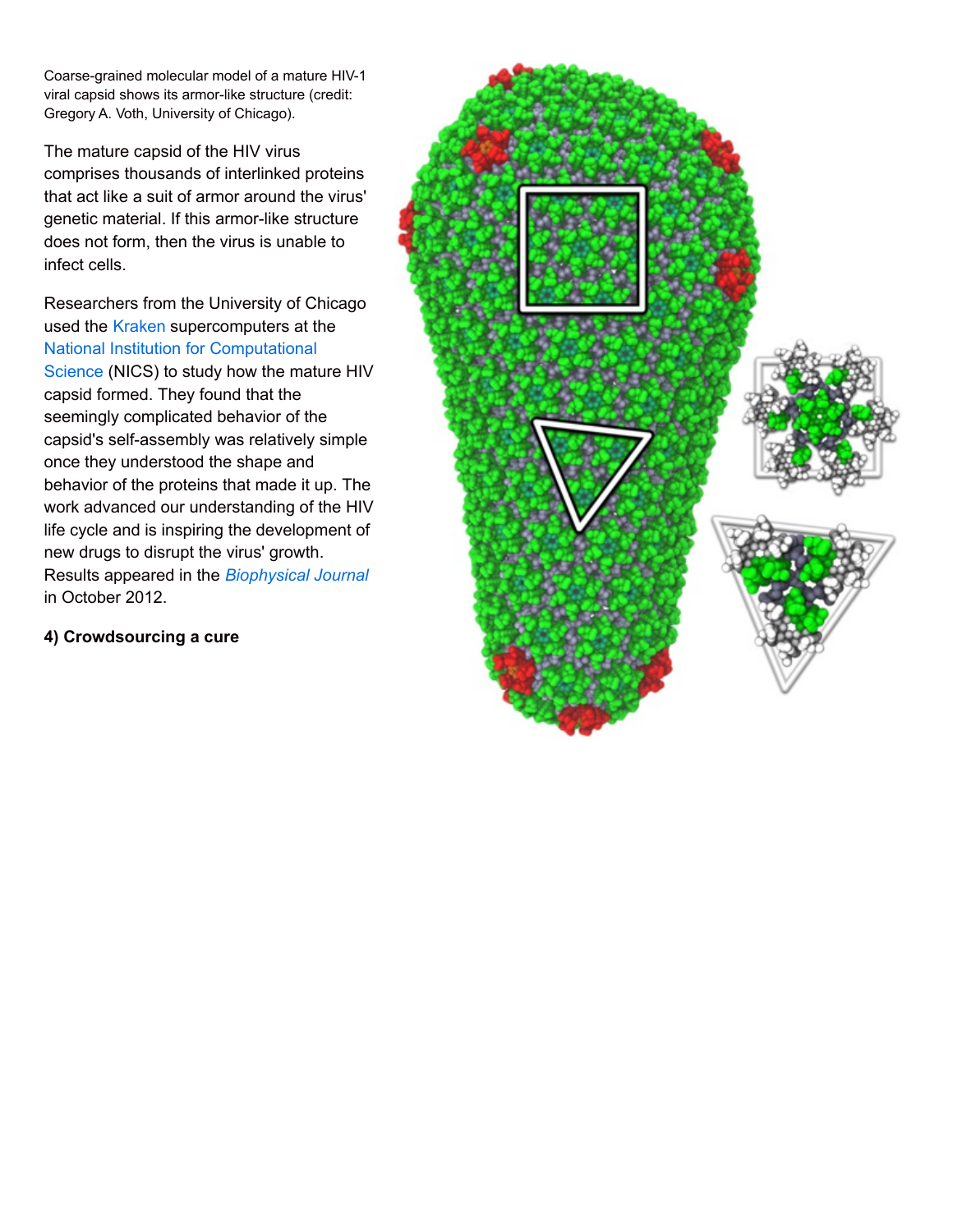Coarse-grained molecular model of a mature HIV-1 viral capsid shows its armor-like structure (credit: Gregory A. Voth, University of Chicago).

The mature capsid of the HIV virus comprises thousands of interlinked proteins that act like a suit of armor around the virus' genetic material. If this armor-like structure does not form, then the virus is unable to infect cells.

Researchers from the University of Chicago used the Kraken supercomputers at the National Institution for Computational Science (NICS) to study how the mature HIV capsid formed. They found that the seemingly complicated behavior of the capsid's self-assembly was relatively simple once they understood the shape and behavior of the proteins that made it up. The work advanced our understanding of the HIV life cycle and is inspiring the development of new drugs to disrupt the virus' growth. Results appeared in the *Biophysical Journal* in October 2012.

**4) Crowdsourcing a cure**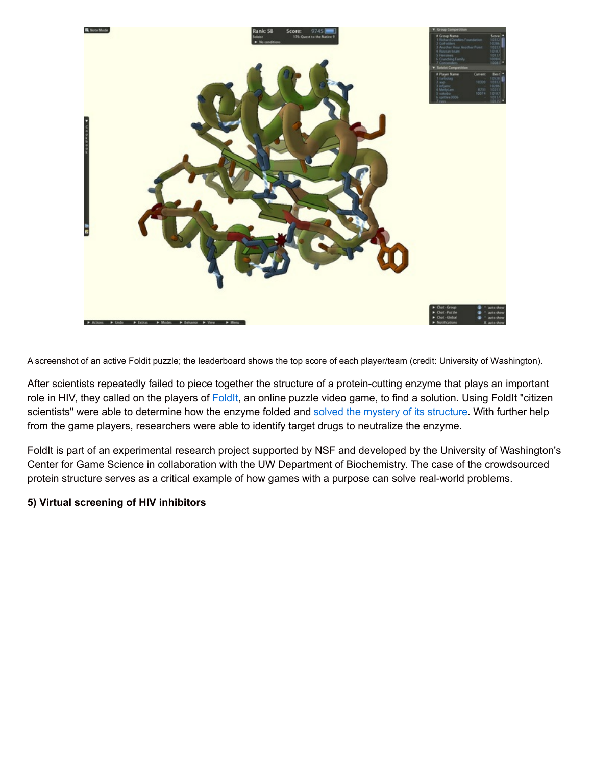A screenshot of an active Foldit puzzle; the leaderboard shows the top score of each player/team (credit: University of Washington).

After scientists repeatedly failed to piece together the structure of a protein-cutting enzyme that plays an important role in HIV, they called on the players of FoldIt, an online puzzle video game, to find a solution. Using FoldIt "citizen scientists" were able to determine how the enzyme folded and solved the mystery of its structure. With further help from the game players, researchers were able to identify target drugs to neutralize the enzyme.

FoldIt is part of an experimental research project supported by NSF and developed by the University of Washington's Center for Game Science in collaboration with the UW Department of Biochemistry. The case of the crowdsourced protein structure serves as a critical example of how games with a purpose can solve real-world problems.

**5) Virtual screening of HIV inhibitors**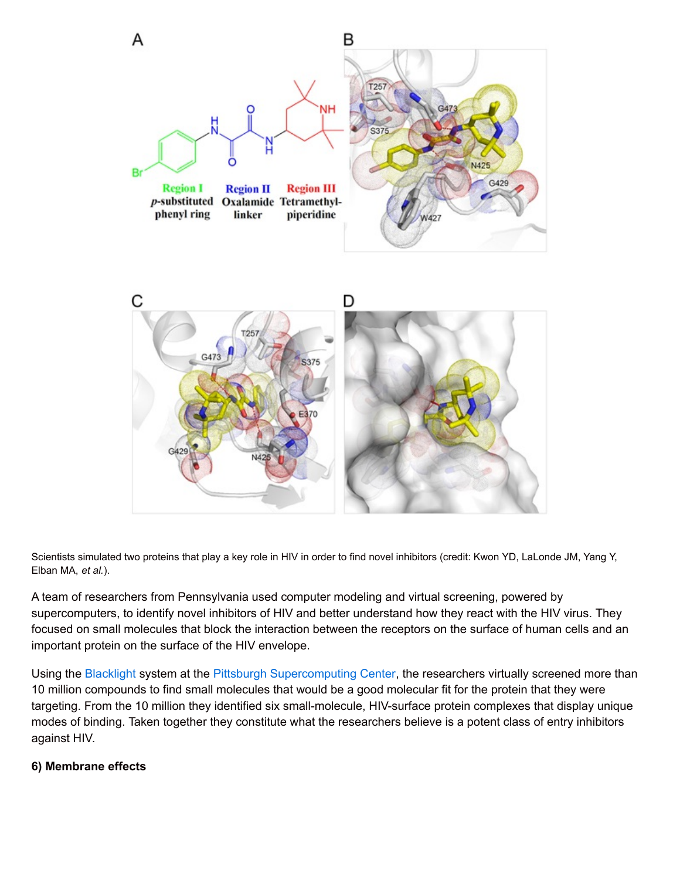Scientists simulated two proteins that play a key role in HIV in order to find novel inhibitors (credit: Kwon YD, LaLonde JM, Yang Y, Elban MA, *et al.*).

A team of researchers from Pennsylvania used computer modeling and virtual screening, powered by supercomputers, to identify novel inhibitors of HIV and better understand how they react with the HIV virus. They focused on small molecules that block the interaction between the receptors on the surface of human cells and an important protein on the surface of the HIV envelope.

Using the Blacklight system at the Pittsburgh Supercomputing Center, the researchers virtually screened more than 10 million compounds to find small molecules that would be a good molecular fit for the protein that they were targeting. From the 10 million they identified six small-molecule, HIV-surface protein complexes that display unique modes of binding. Taken together they constitute what the researchers believe is a potent class of entry inhibitors against HIV.

**6) Membrane effects**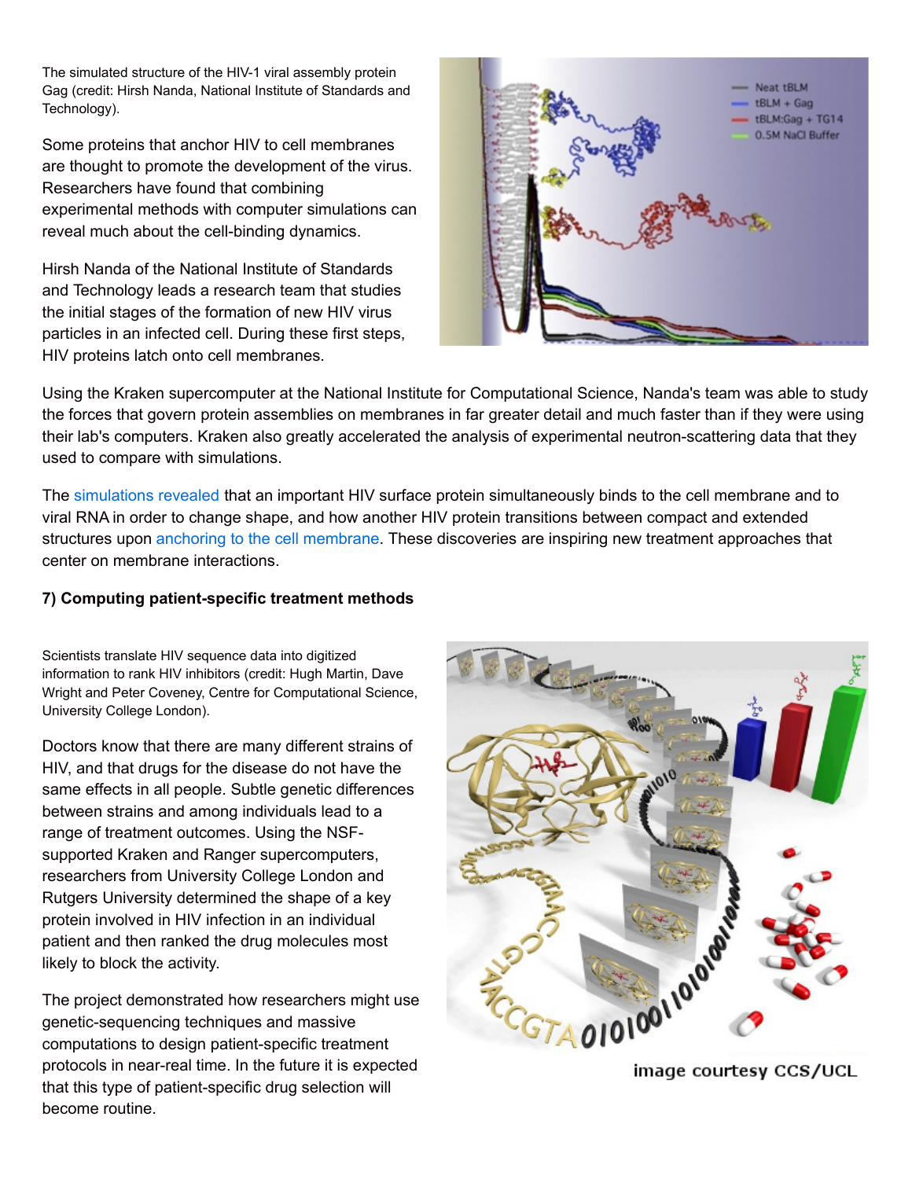The simulated structure of the HIV-1 viral assembly protein Gag (credit: Hirsh Nanda, National Institute of Standards and Technology).

Some proteins that anchor HIV to cell membranes are thought to promote the development of the virus. Researchers have found that combining experimental methods with computer simulations can reveal much about the cell-binding dynamics.

Hirsh Nanda of the National Institute of Standards and Technology leads a research team that studies the initial stages of the formation of new HIV virus particles in an infected cell. During these first steps, HIV proteins latch onto cell membranes.

Using the Kraken supercomputer at the National Institute for Computational Science, Nanda's team was able to study the forces that govern protein assemblies on membranes in far greater detail and much faster than if they were using their lab's computers. Kraken also greatly accelerated the analysis of experimental neutron-scattering data that they used to compare with simulations.

The simulations revealed that an important HIV surface protein simultaneously binds to the cell membrane and to viral RNA in order to change shape, and how another HIV protein transitions between compact and extended structures upon anchoring to the cell membrane. These discoveries are inspiring new treatment approaches that center on membrane interactions.

**7) Computing patient-specific treatment methods**

Scientists translate HIV sequence data into digitized information to rank HIV inhibitors (credit: Hugh Martin, Dave Wright and Peter Coveney, Centre for Computational Science, University College London).

Doctors know that there are many different strains of HIV, and that drugs for the disease do not have the same effects in all people. Subtle genetic differences between strains and among individuals lead to a range of treatment outcomes. Using the NSF-supported Kraken and Ranger supercomputers, researchers from University College London and Rutgers University determined the shape of a key protein involved in HIV infection in an individual patient and then ranked the drug molecules most likely to block the activity.

The project demonstrated how researchers might use genetic-sequencing techniques and massive computations to design patient-specific treatment protocols in near-real time. In the future it is expected that this type of patient-specific drug selection will become routine.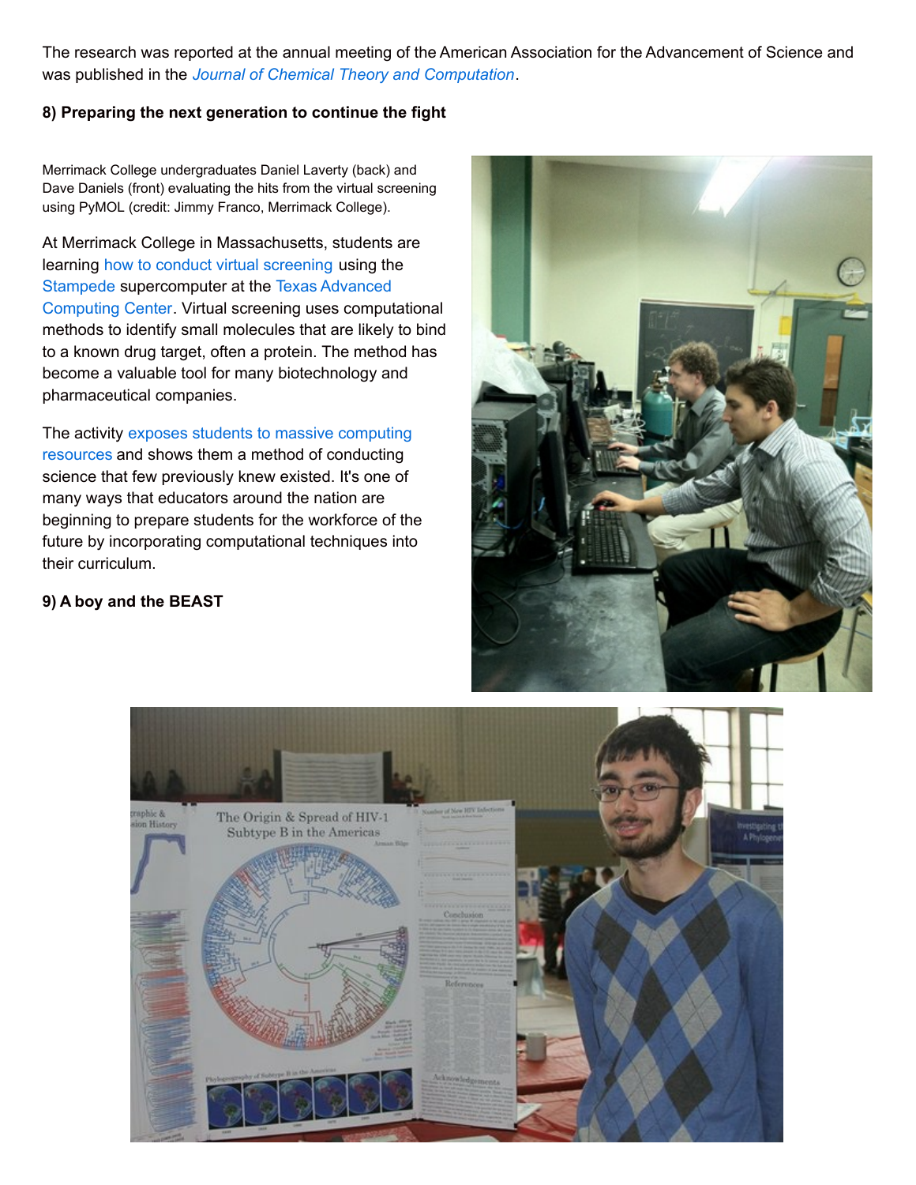The research was reported at the annual meeting of the American Association for the Advancement of Science and was published in the *Journal of Chemical Theory and Computation*.

**8) Preparing the next generation to continue the fight**

Merrimack College undergraduates Daniel Laverty (back) and Dave Daniels (front) evaluating the hits from the virtual screening using PyMOL (credit: Jimmy Franco, Merrimack College).

At Merrimack College in Massachusetts, students are learning how to conduct virtual screening using the Stampede supercomputer at the Texas Advanced Computing Center. Virtual screening uses computational methods to identify small molecules that are likely to bind to a known drug target, often a protein. The method has become a valuable tool for many biotechnology and pharmaceutical companies.

The activity exposes students to massive computing resources and shows them a method of conducting science that few previously knew existed. It's one of many ways that educators around the nation are beginning to prepare students for the workforce of the future by incorporating computational techniques into their curriculum.

**9) A boy and the BEAST**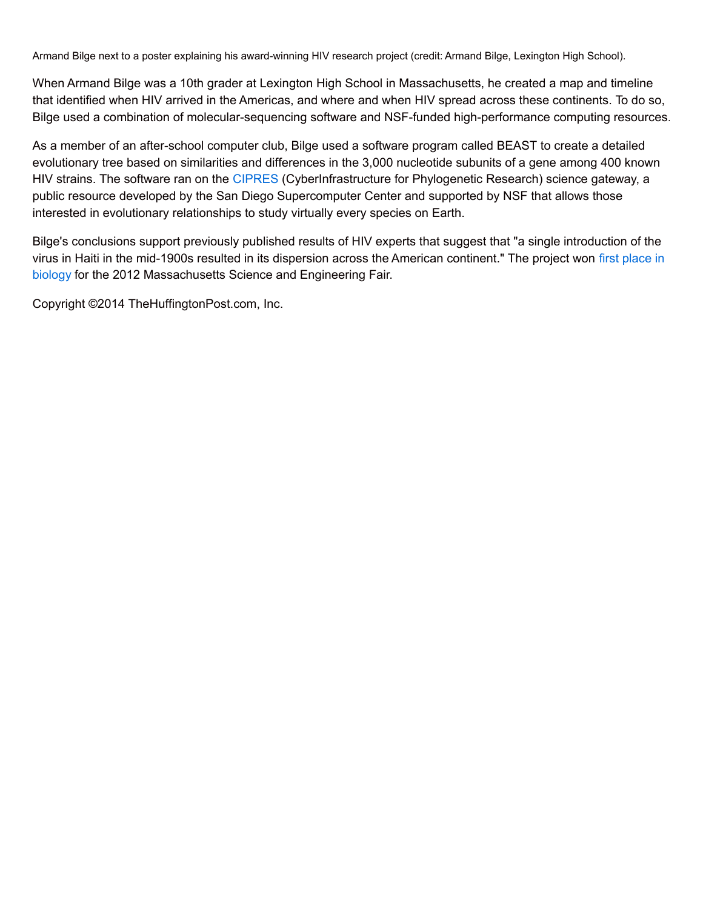Armand Bilge next to a poster explaining his award-winning HIV research project (credit: Armand Bilge, Lexington High School).

When Armand Bilge was a 10th grader at Lexington High School in Massachusetts, he created a map and timeline that identified when HIV arrived in the Americas, and where and when HIV spread across these continents. To do so, Bilge used a combination of molecular-sequencing software and NSF-funded high-performance computing resources.

As a member of an after-school computer club, Bilge used a software program called BEAST to create a detailed evolutionary tree based on similarities and differences in the 3,000 nucleotide subunits of a gene among 400 known HIV strains. The software ran on the CIPRES (CyberInfrastructure for Phylogenetic Research) science gateway, a public resource developed by the San Diego Supercomputer Center and supported by NSF that allows those interested in evolutionary relationships to study virtually every species on Earth.

Bilge's conclusions support previously published results of HIV experts that suggest that "a single introduction of the virus in Haiti in the mid-1900s resulted in its dispersion across the American continent." The project won first place in biology for the 2012 Massachusetts Science and Engineering Fair.

Copyright ©2014 TheHuffingtonPost.com, Inc.